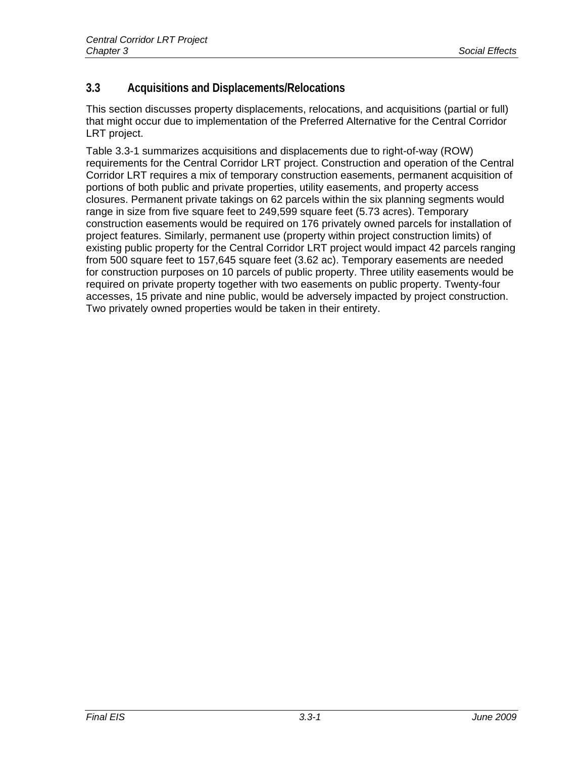## 3.3 Acquisitions and Displacements/Relocations

This section discusses property displacements, relocations, and acquisitions (partial or full) that might occur due to implementation of the Preferred Alternative for the Central Corridor LRT project.

Table 3.3-1 summarizes acquisitions and displacements due to right-of-way (ROW) requirements for the Central Corridor LRT project. Construction and operation of the Central Corridor LRT requires a mix of temporary construction easements, permanent acquisition of portions of both public and private properties, utility easements, and property access closures. Permanent private takings on 62 parcels within the six planning segments would range in size from five square feet to 249,599 square feet (5.73 acres). Temporary construction easements would be required on 176 privately owned parcels for installation of project features. Similarly, permanent use (property within project construction limits) of existing public property for the Central Corridor LRT project would impact 42 parcels ranging from 500 square feet to 157,645 square feet (3.62 ac). Temporary easements are needed for construction purposes on 10 parcels of public property. Three utility easements would be required on private property together with two easements on public property. Twenty-four accesses, 15 private and nine public, would be adversely impacted by project construction. Two privately owned properties would be taken in their entirety.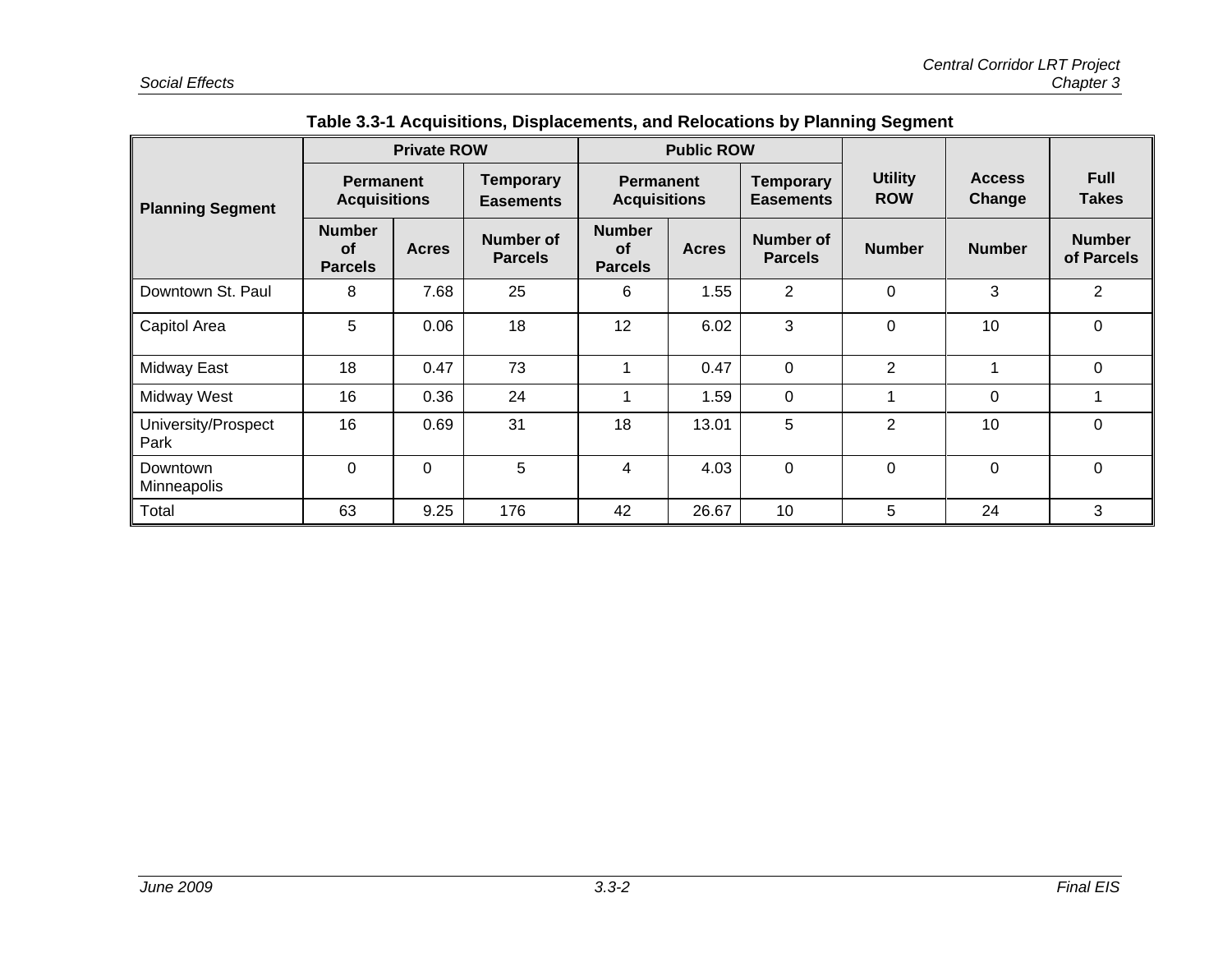**Table 3.3-1 Acquisitions, Displacements, and Relocations by Planning Segment**

| Planning Segment | Private ROW | | | Public ROW | | | Utility ROW | Access Change | Full Takes |
|---|---|---|---|---|---|---|---|---|---|
| | Permanent Acquisitions | | Temporary Easements | Permanent Acquisitions | | Temporary Easements | | | |
| | Number of Parcels | Acres | Number of Parcels | Number of Parcels | Acres | Number of Parcels | Number | Number | Number of Parcels |
| Downtown St. Paul | 8 | 7.68 | 25 | 6 | 1.55 | 2 | 0 | 3 | 2 |
| Capitol Area | 5 | 0.06 | 18 | 12 | 6.02 | 3 | 0 | 10 | 0 |
| Midway East | 18 | 0.47 | 73 | 1 | 0.47 | 0 | 2 | 1 | 0 |
| Midway West | 16 | 0.36 | 24 | 1 | 1.59 | 0 | 1 | 0 | 1 |
| University/Prospect Park | 16 | 0.69 | 31 | 18 | 13.01 | 5 | 2 | 10 | 0 |
| Downtown Minneapolis | 0 | 0 | 5 | 4 | 4.03 | 0 | 0 | 0 | 0 |
| Total | 63 | 9.25 | 176 | 42 | 26.67 | 10 | 5 | 24 | 3 |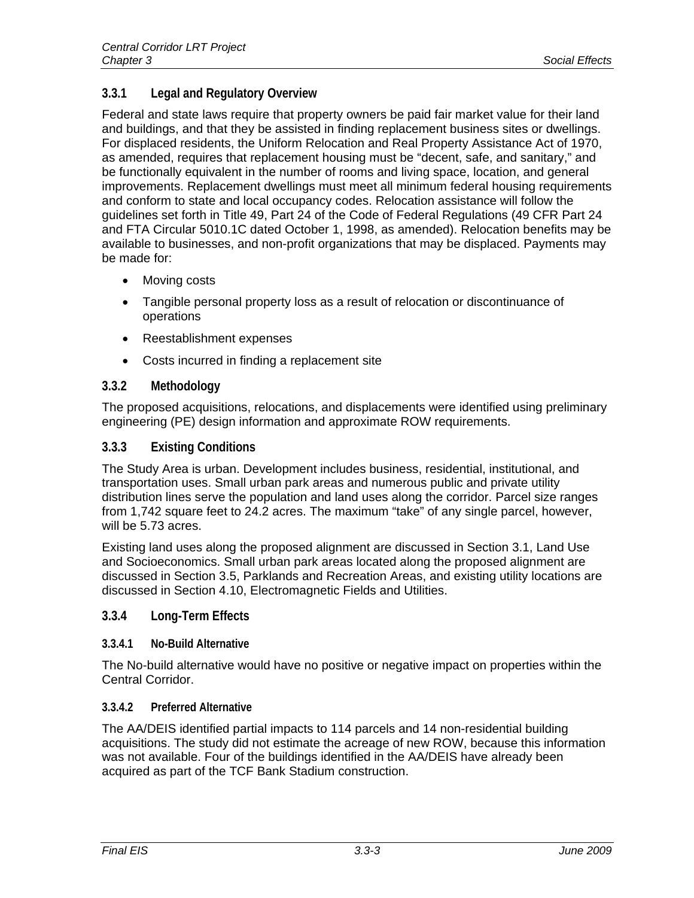### 3.3.1 Legal and Regulatory Overview

Federal and state laws require that property owners be paid fair market value for their land and buildings, and that they be assisted in finding replacement business sites or dwellings. For displaced residents, the Uniform Relocation and Real Property Assistance Act of 1970, as amended, requires that replacement housing must be "decent, safe, and sanitary," and be functionally equivalent in the number of rooms and living space, location, and general improvements. Replacement dwellings must meet all minimum federal housing requirements and conform to state and local occupancy codes. Relocation assistance will follow the guidelines set forth in Title 49, Part 24 of the Code of Federal Regulations (49 CFR Part 24 and FTA Circular 5010.1C dated October 1, 1998, as amended). Relocation benefits may be available to businesses, and non-profit organizations that may be displaced. Payments may be made for:

- Moving costs
- Tangible personal property loss as a result of relocation or discontinuance of operations
- Reestablishment expenses
- Costs incurred in finding a replacement site

### 3.3.2 Methodology

The proposed acquisitions, relocations, and displacements were identified using preliminary engineering (PE) design information and approximate ROW requirements.

### 3.3.3 Existing Conditions

The Study Area is urban. Development includes business, residential, institutional, and transportation uses. Small urban park areas and numerous public and private utility distribution lines serve the population and land uses along the corridor. Parcel size ranges from 1,742 square feet to 24.2 acres. The maximum "take" of any single parcel, however, will be 5.73 acres.

Existing land uses along the proposed alignment are discussed in Section 3.1, Land Use and Socioeconomics. Small urban park areas located along the proposed alignment are discussed in Section 3.5, Parklands and Recreation Areas, and existing utility locations are discussed in Section 4.10, Electromagnetic Fields and Utilities.

### 3.3.4 Long-Term Effects

#### 3.3.4.1 No-Build Alternative

The No-build alternative would have no positive or negative impact on properties within the Central Corridor.

#### 3.3.4.2 Preferred Alternative

The AA/DEIS identified partial impacts to 114 parcels and 14 non-residential building acquisitions. The study did not estimate the acreage of new ROW, because this information was not available. Four of the buildings identified in the AA/DEIS have already been acquired as part of the TCF Bank Stadium construction.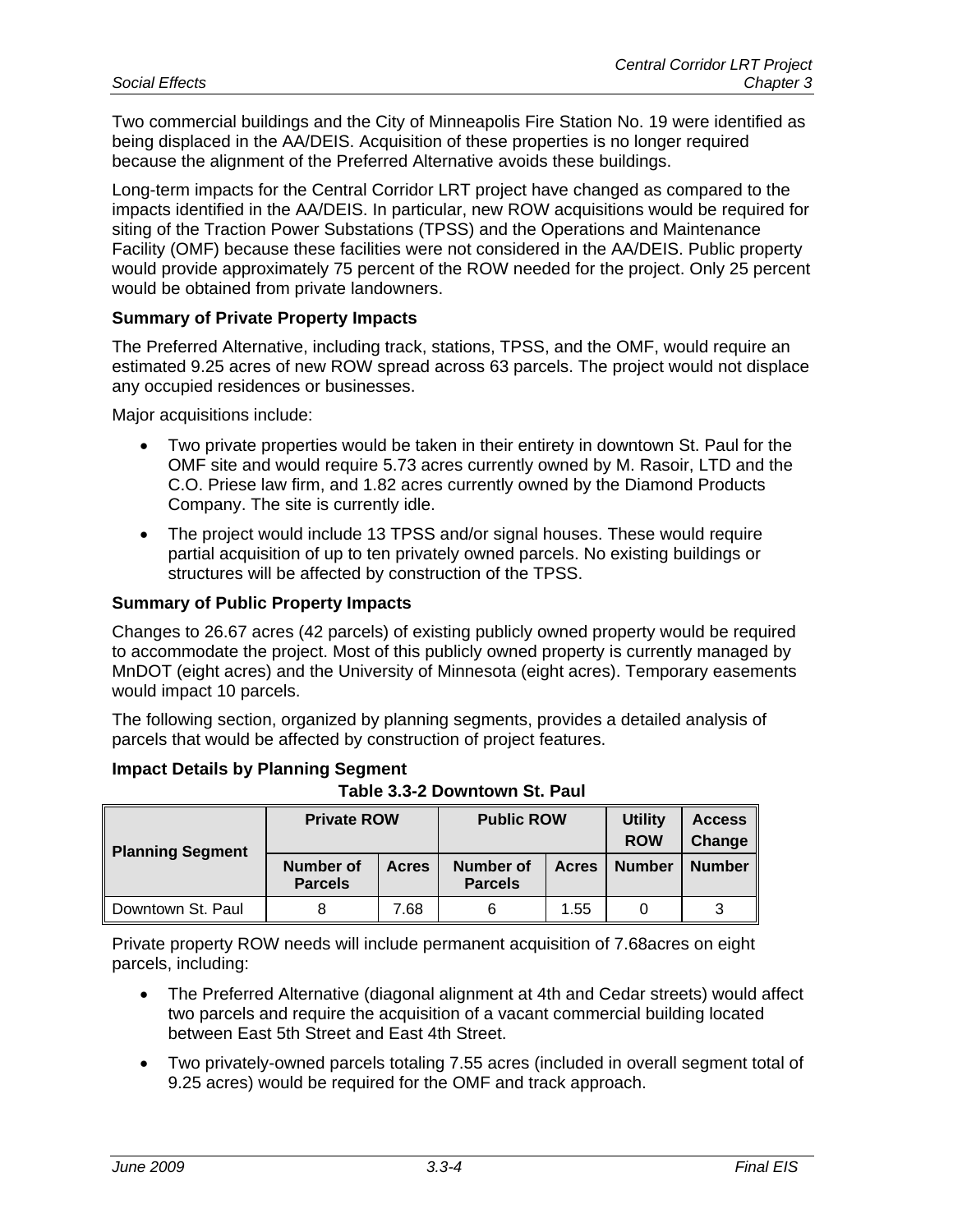Two commercial buildings and the City of Minneapolis Fire Station No. 19 were identified as being displaced in the AA/DEIS. Acquisition of these properties is no longer required because the alignment of the Preferred Alternative avoids these buildings.

Long-term impacts for the Central Corridor LRT project have changed as compared to the impacts identified in the AA/DEIS. In particular, new ROW acquisitions would be required for siting of the Traction Power Substations (TPSS) and the Operations and Maintenance Facility (OMF) because these facilities were not considered in the AA/DEIS. Public property would provide approximately 75 percent of the ROW needed for the project. Only 25 percent would be obtained from private landowners.

**Summary of Private Property Impacts**

The Preferred Alternative, including track, stations, TPSS, and the OMF, would require an estimated 9.25 acres of new ROW spread across 63 parcels. The project would not displace any occupied residences or businesses.

Major acquisitions include:

- Two private properties would be taken in their entirety in downtown St. Paul for the OMF site and would require 5.73 acres currently owned by M. Rasoir, LTD and the C.O. Priese law firm, and 1.82 acres currently owned by the Diamond Products Company. The site is currently idle.
- The project would include 13 TPSS and/or signal houses. These would require partial acquisition of up to ten privately owned parcels. No existing buildings or structures will be affected by construction of the TPSS.

**Summary of Public Property Impacts**

Changes to 26.67 acres (42 parcels) of existing publicly owned property would be required to accommodate the project. Most of this publicly owned property is currently managed by MnDOT (eight acres) and the University of Minnesota (eight acres). Temporary easements would impact 10 parcels.

The following section, organized by planning segments, provides a detailed analysis of parcels that would be affected by construction of project features.

**Impact Details by Planning Segment**

**Table 3.3-2 Downtown St. Paul**

| Planning Segment | Private ROW | | Public ROW | | Utility ROW | Access Change |
|---|---|---|---|---|---|---|
| | Number of Parcels | Acres | Number of Parcels | Acres | Number | Number |
| Downtown St. Paul | 8 | 7.68 | 6 | 1.55 | 0 | 3 |

Private property ROW needs will include permanent acquisition of 7.68acres on eight parcels, including:

- The Preferred Alternative (diagonal alignment at 4th and Cedar streets) would affect two parcels and require the acquisition of a vacant commercial building located between East 5th Street and East 4th Street.
- Two privately-owned parcels totaling 7.55 acres (included in overall segment total of 9.25 acres) would be required for the OMF and track approach.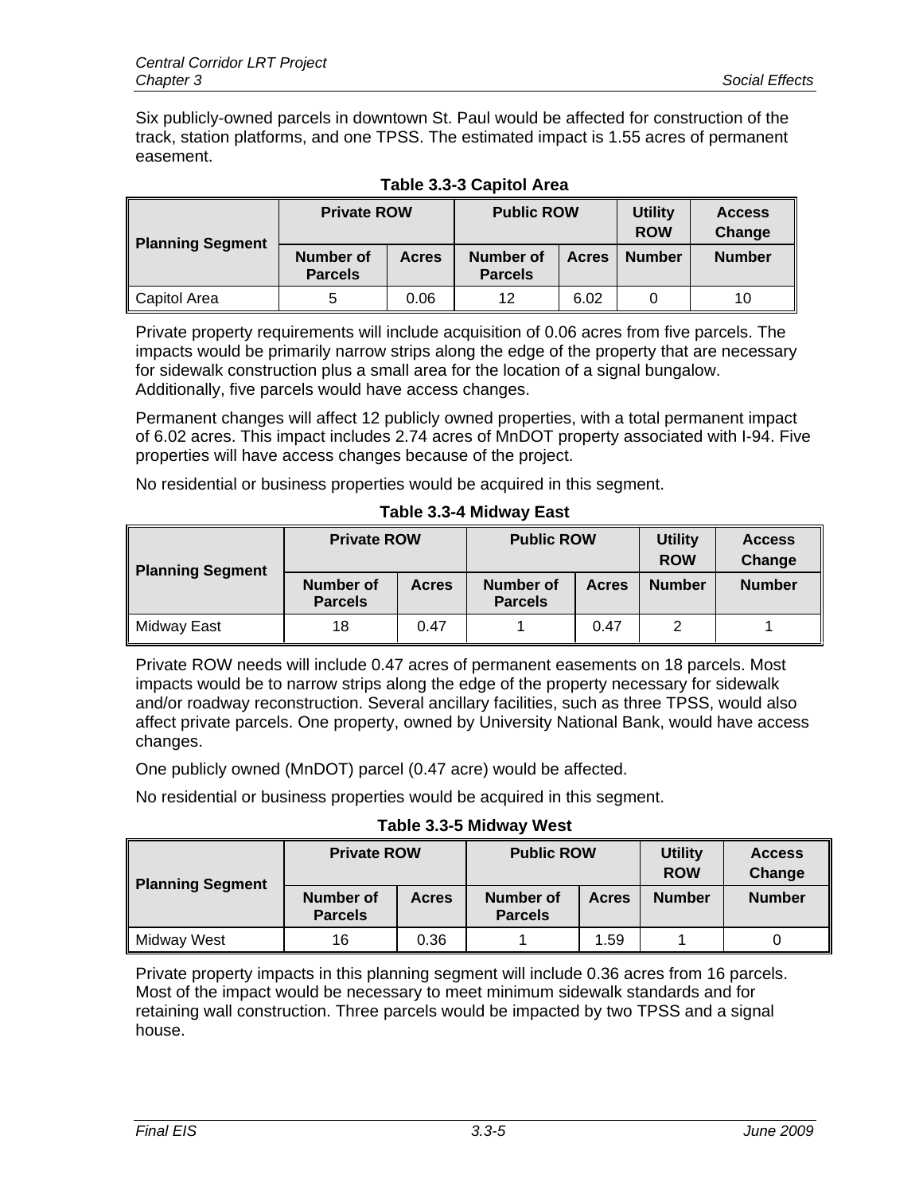Six publicly-owned parcels in downtown St. Paul would be affected for construction of the track, station platforms, and one TPSS. The estimated impact is 1.55 acres of permanent easement.

**Table 3.3-3 Capitol Area**

| Planning Segment | Private ROW | | Public ROW | | Utility ROW | Access Change |
|---|---|---|---|---|---|---|
| | Number of Parcels | Acres | Number of Parcels | Acres | Number | Number |
| Capitol Area | 5 | 0.06 | 12 | 6.02 | 0 | 10 |

Private property requirements will include acquisition of 0.06 acres from five parcels. The impacts would be primarily narrow strips along the edge of the property that are necessary for sidewalk construction plus a small area for the location of a signal bungalow. Additionally, five parcels would have access changes.

Permanent changes will affect 12 publicly owned properties, with a total permanent impact of 6.02 acres. This impact includes 2.74 acres of MnDOT property associated with I-94. Five properties will have access changes because of the project.

No residential or business properties would be acquired in this segment.

**Table 3.3-4 Midway East**

| Planning Segment | Private ROW | | Public ROW | | Utility ROW | Access Change |
|---|---|---|---|---|---|---|
| | Number of Parcels | Acres | Number of Parcels | Acres | Number | Number |
| Midway East | 18 | 0.47 | 1 | 0.47 | 2 | 1 |

Private ROW needs will include 0.47 acres of permanent easements on 18 parcels. Most impacts would be to narrow strips along the edge of the property necessary for sidewalk and/or roadway reconstruction. Several ancillary facilities, such as three TPSS, would also affect private parcels. One property, owned by University National Bank, would have access changes.

One publicly owned (MnDOT) parcel (0.47 acre) would be affected.

No residential or business properties would be acquired in this segment.

**Table 3.3-5 Midway West**

| Planning Segment | Private ROW | | Public ROW | | Utility ROW | Access Change |
|---|---|---|---|---|---|---|
| | Number of Parcels | Acres | Number of Parcels | Acres | Number | Number |
| Midway West | 16 | 0.36 | 1 | 1.59 | 1 | 0 |

Private property impacts in this planning segment will include 0.36 acres from 16 parcels. Most of the impact would be necessary to meet minimum sidewalk standards and for retaining wall construction. Three parcels would be impacted by two TPSS and a signal house.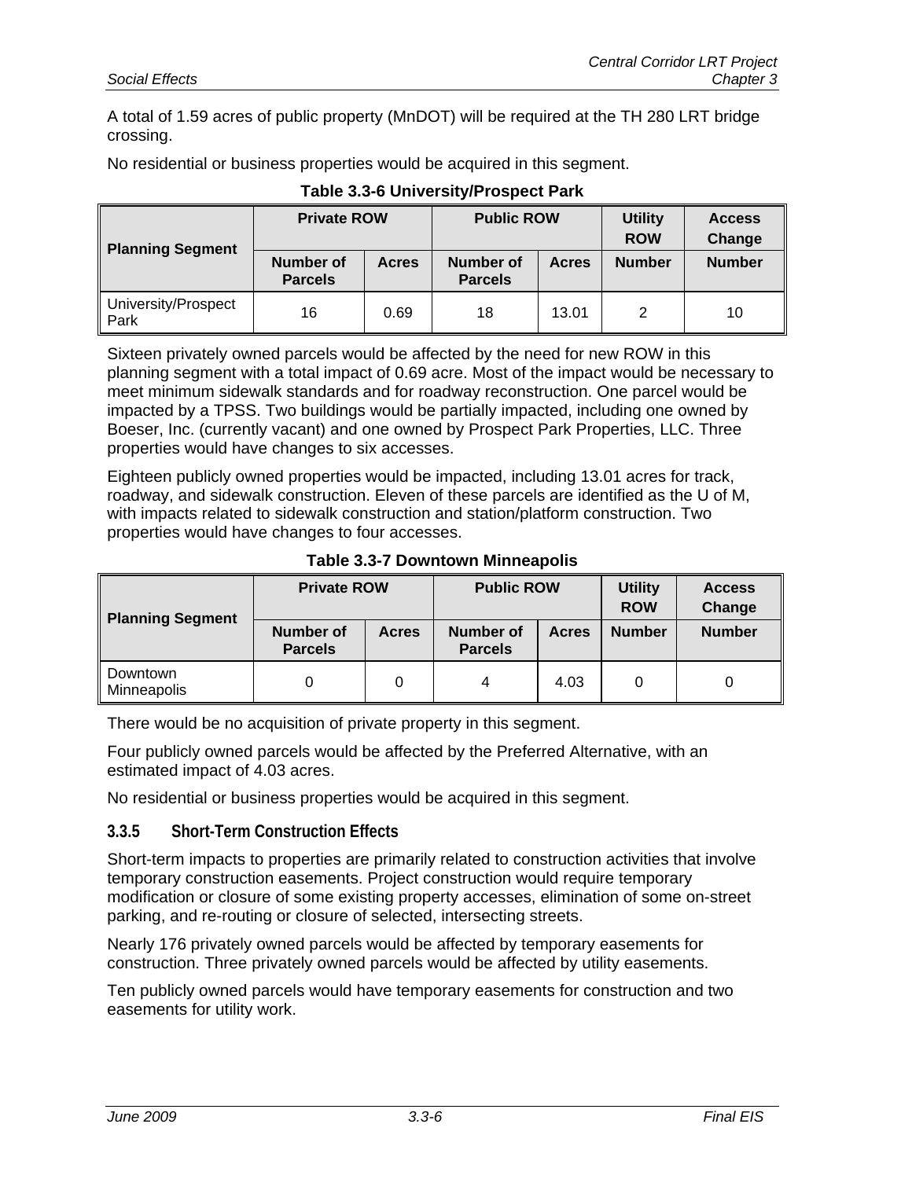A total of 1.59 acres of public property (MnDOT) will be required at the TH 280 LRT bridge crossing.

No residential or business properties would be acquired in this segment.

**Table 3.3-6 University/Prospect Park**

| Planning Segment | Private ROW | | Public ROW | | Utility ROW | Access Change |
|---|---|---|---|---|---|---|
| | Number of Parcels | Acres | Number of Parcels | Acres | Number | Number |
| University/Prospect Park | 16 | 0.69 | 18 | 13.01 | 2 | 10 |

Sixteen privately owned parcels would be affected by the need for new ROW in this planning segment with a total impact of 0.69 acre. Most of the impact would be necessary to meet minimum sidewalk standards and for roadway reconstruction. One parcel would be impacted by a TPSS. Two buildings would be partially impacted, including one owned by Boeser, Inc. (currently vacant) and one owned by Prospect Park Properties, LLC. Three properties would have changes to six accesses.

Eighteen publicly owned properties would be impacted, including 13.01 acres for track, roadway, and sidewalk construction. Eleven of these parcels are identified as the U of M, with impacts related to sidewalk construction and station/platform construction. Two properties would have changes to four accesses.

**Table 3.3-7 Downtown Minneapolis**

| Planning Segment | Private ROW | | Public ROW | | Utility ROW | Access Change |
|---|---|---|---|---|---|---|
| | Number of Parcels | Acres | Number of Parcels | Acres | Number | Number |
| Downtown Minneapolis | 0 | 0 | 4 | 4.03 | 0 | 0 |

There would be no acquisition of private property in this segment.

Four publicly owned parcels would be affected by the Preferred Alternative, with an estimated impact of 4.03 acres.

No residential or business properties would be acquired in this segment.

### 3.3.5 Short-Term Construction Effects

Short-term impacts to properties are primarily related to construction activities that involve temporary construction easements. Project construction would require temporary modification or closure of some existing property accesses, elimination of some on-street parking, and re-routing or closure of selected, intersecting streets.

Nearly 176 privately owned parcels would be affected by temporary easements for construction. Three privately owned parcels would be affected by utility easements.

Ten publicly owned parcels would have temporary easements for construction and two easements for utility work.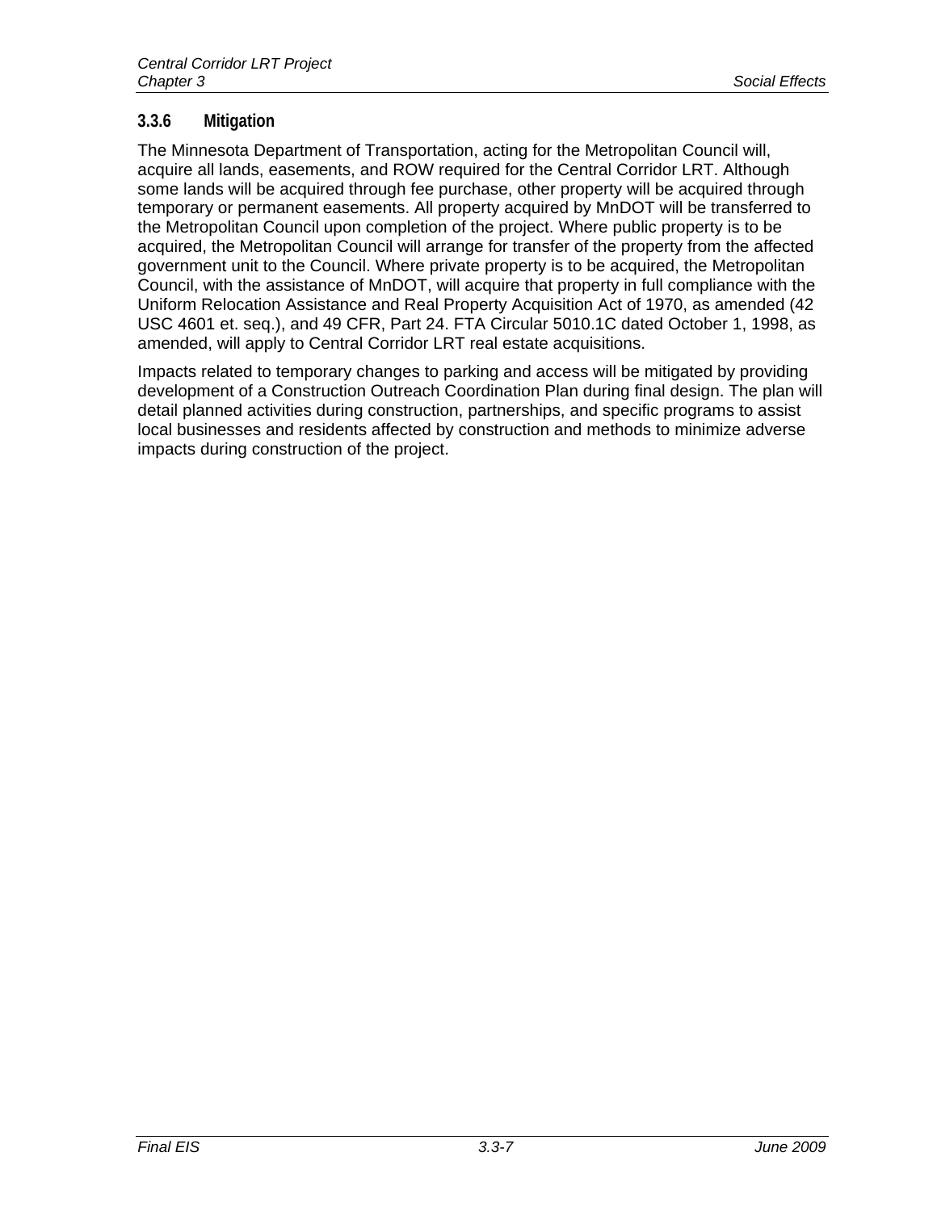### 3.3.6 Mitigation

The Minnesota Department of Transportation, acting for the Metropolitan Council will, acquire all lands, easements, and ROW required for the Central Corridor LRT. Although some lands will be acquired through fee purchase, other property will be acquired through temporary or permanent easements. All property acquired by MnDOT will be transferred to the Metropolitan Council upon completion of the project. Where public property is to be acquired, the Metropolitan Council will arrange for transfer of the property from the affected government unit to the Council. Where private property is to be acquired, the Metropolitan Council, with the assistance of MnDOT, will acquire that property in full compliance with the Uniform Relocation Assistance and Real Property Acquisition Act of 1970, as amended (42 USC 4601 et. seq.), and 49 CFR, Part 24. FTA Circular 5010.1C dated October 1, 1998, as amended, will apply to Central Corridor LRT real estate acquisitions.

Impacts related to temporary changes to parking and access will be mitigated by providing development of a Construction Outreach Coordination Plan during final design. The plan will detail planned activities during construction, partnerships, and specific programs to assist local businesses and residents affected by construction and methods to minimize adverse impacts during construction of the project.